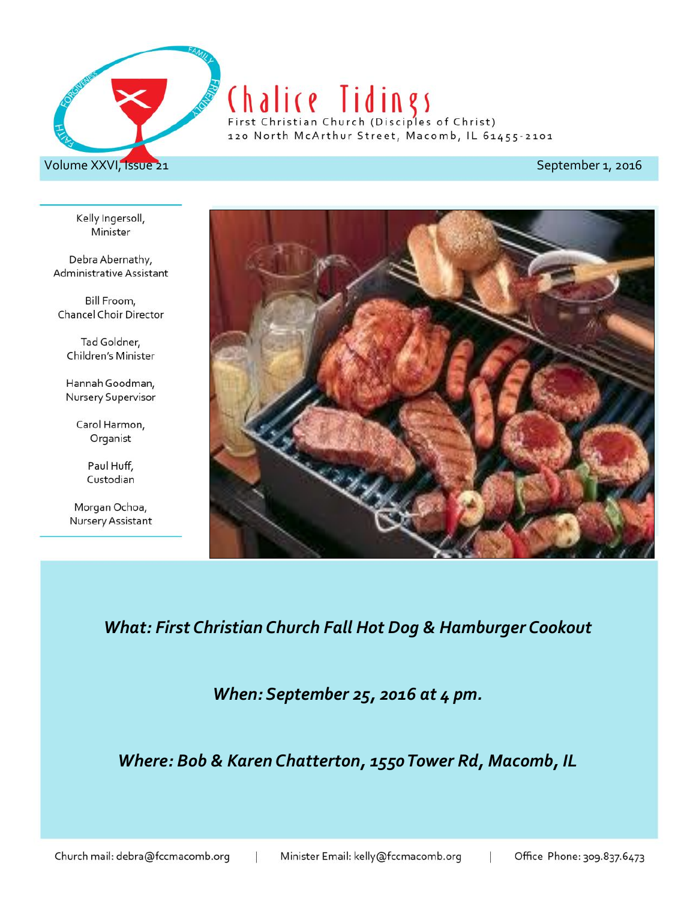# Chalice Tidings

First Christian Church (Disciples of Christ)
120 North McArthur Street, Macomb, IL 61455-2101

Volume XXVI, Issue 21

September 1, 2016

Kelly Ingersoll,
Minister

Debra Abernathy,
Administrative Assistant

Bill Froom,
Chancel Choir Director

Tad Goldner,
Children's Minister

Hannah Goodman,
Nursery Supervisor

Carol Harmon,
Organist

Paul Huff,
Custodian

Morgan Ochoa,
Nursery Assistant

***What: First Christian Church Fall Hot Dog & Hamburger Cookout***

***When: September 25, 2016 at 4 pm.***

***Where: Bob & Karen Chatterton, 1550 Tower Rd, Macomb, IL***

Church mail: debra@fccmacomb.org | Minister Email: kelly@fccmacomb.org | Office Phone: 309.837.6473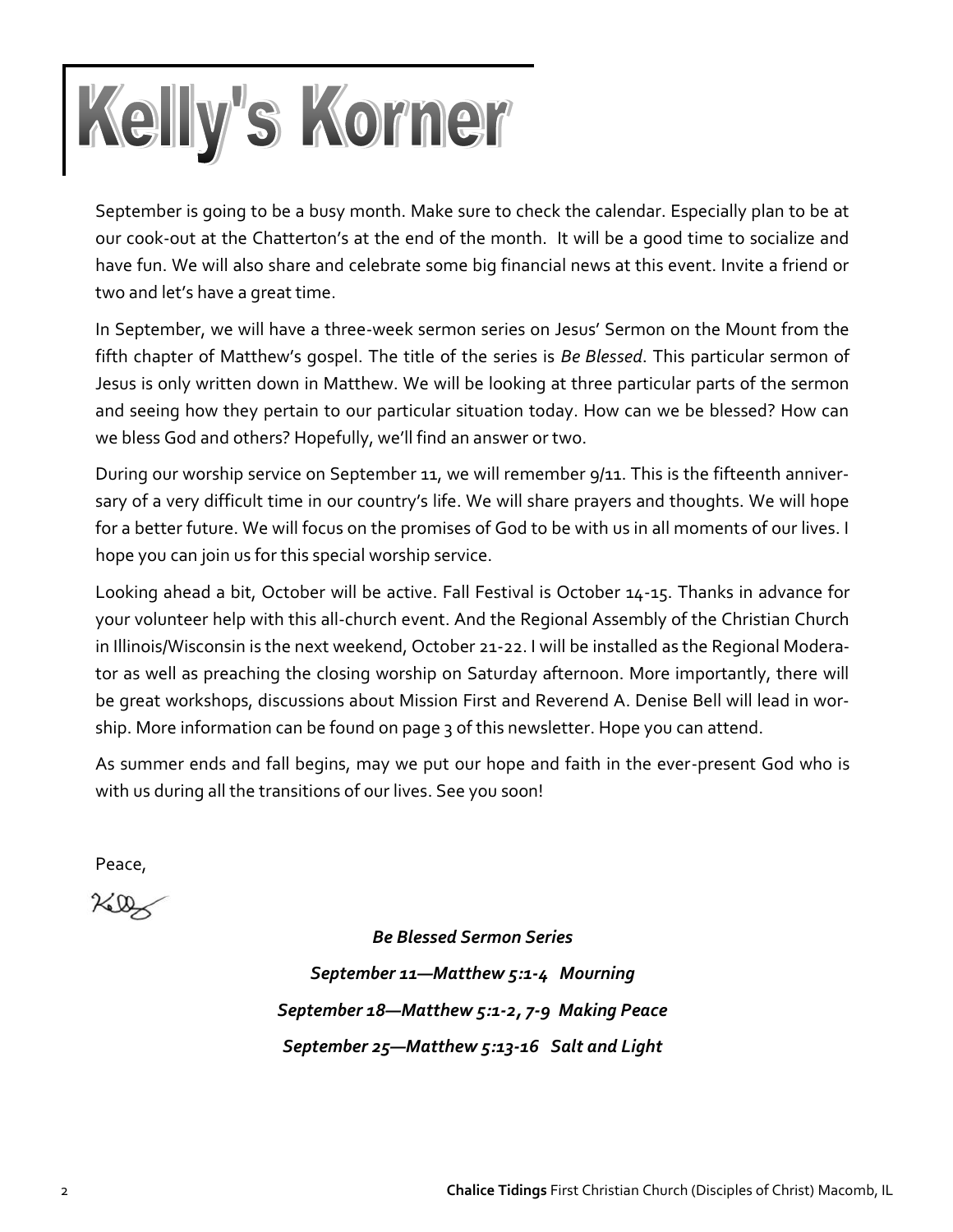# Kelly's Korner

September is going to be a busy month. Make sure to check the calendar. Especially plan to be at our cook-out at the Chatterton's at the end of the month. It will be a good time to socialize and have fun. We will also share and celebrate some big financial news at this event. Invite a friend or two and let's have a great time.

In September, we will have a three-week sermon series on Jesus' Sermon on the Mount from the fifth chapter of Matthew's gospel. The title of the series is *Be Blessed*. This particular sermon of Jesus is only written down in Matthew. We will be looking at three particular parts of the sermon and seeing how they pertain to our particular situation today. How can we be blessed? How can we bless God and others? Hopefully, we'll find an answer or two.

During our worship service on September 11, we will remember 9/11. This is the fifteenth anniversary of a very difficult time in our country's life. We will share prayers and thoughts. We will hope for a better future. We will focus on the promises of God to be with us in all moments of our lives. I hope you can join us for this special worship service.

Looking ahead a bit, October will be active. Fall Festival is October 14-15. Thanks in advance for your volunteer help with this all-church event. And the Regional Assembly of the Christian Church in Illinois/Wisconsin is the next weekend, October 21-22. I will be installed as the Regional Moderator as well as preaching the closing worship on Saturday afternoon. More importantly, there will be great workshops, discussions about Mission First and Reverend A. Denise Bell will lead in worship. More information can be found on page 3 of this newsletter. Hope you can attend.

As summer ends and fall begins, may we put our hope and faith in the ever-present God who is with us during all the transitions of our lives. See you soon!

Peace,

Kelly

***Be Blessed Sermon Series***

***September 11—Matthew 5:1-4 Mourning***

***September 18—Matthew 5:1-2, 7-9 Making Peace***

***September 25—Matthew 5:13-16 Salt and Light***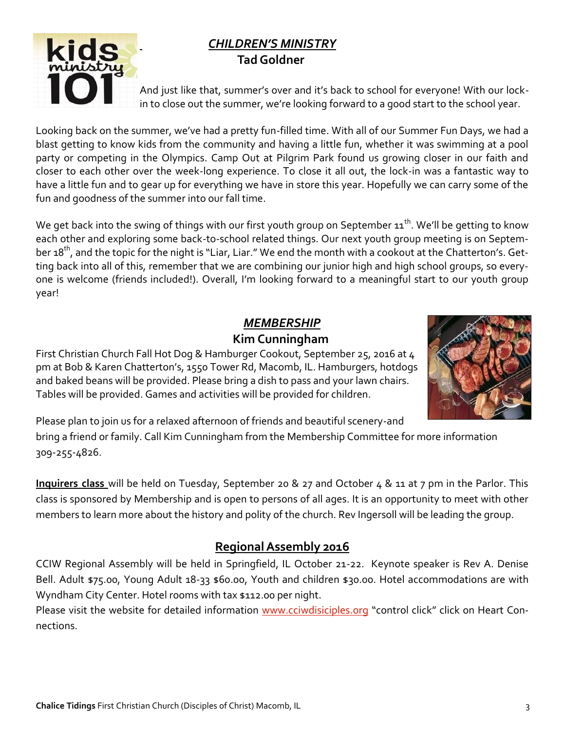## *CHILDREN'S MINISTRY*

**Tad Goldner**

And just like that, summer's over and it's back to school for everyone! With our lock-in to close out the summer, we're looking forward to a good start to the school year.

Looking back on the summer, we've had a pretty fun-filled time. With all of our Summer Fun Days, we had a blast getting to know kids from the community and having a little fun, whether it was swimming at a pool party or competing in the Olympics. Camp Out at Pilgrim Park found us growing closer in our faith and closer to each other over the week-long experience. To close it all out, the lock-in was a fantastic way to have a little fun and to gear up for everything we have in store this year. Hopefully we can carry some of the fun and goodness of the summer into our fall time.

We get back into the swing of things with our first youth group on September 11th. We'll be getting to know each other and exploring some back-to-school related things. Our next youth group meeting is on September 18th, and the topic for the night is "Liar, Liar." We end the month with a cookout at the Chatterton's. Getting back into all of this, remember that we are combining our junior high and high school groups, so everyone is welcome (friends included!). Overall, I'm looking forward to a meaningful start to our youth group year!

## *MEMBERSHIP*

**Kim Cunningham**

First Christian Church Fall Hot Dog & Hamburger Cookout, September 25, 2016 at 4 pm at Bob & Karen Chatterton's, 1550 Tower Rd, Macomb, IL. Hamburgers, hotdogs and baked beans will be provided. Please bring a dish to pass and your lawn chairs. Tables will be provided. Games and activities will be provided for children.

Please plan to join us for a relaxed afternoon of friends and beautiful scenery-and bring a friend or family. Call Kim Cunningham from the Membership Committee for more information 309-255-4826.

**Inquirers class** will be held on Tuesday, September 20 & 27 and October 4 & 11 at 7 pm in the Parlor. This class is sponsored by Membership and is open to persons of all ages. It is an opportunity to meet with other members to learn more about the history and polity of the church. Rev Ingersoll will be leading the group.

## Regional Assembly 2016

CCIW Regional Assembly will be held in Springfield, IL October 21-22. Keynote speaker is Rev A. Denise Bell. Adult $75.00, Young Adult 18-33 $60.00, Youth and children $30.00. Hotel accommodations are with Wyndham City Center. Hotel rooms with tax $112.00 per night.

Please visit the website for detailed information www.cciwdisiciples.org "control click" click on Heart Connections.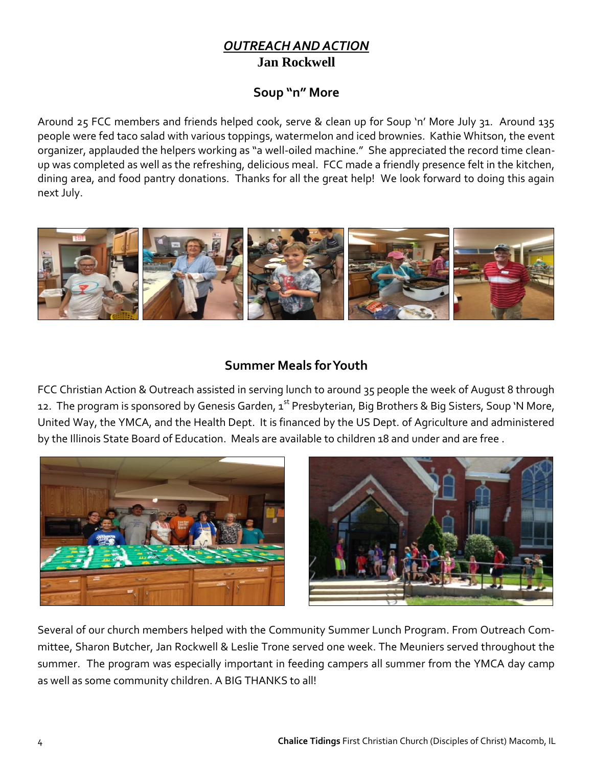## *OUTREACH AND ACTION*

**Jan Rockwell**

### Soup "n" More

Around 25 FCC members and friends helped cook, serve & clean up for Soup 'n' More July 31. Around 135 people were fed taco salad with various toppings, watermelon and iced brownies. Kathie Whitson, the event organizer, applauded the helpers working as "a well-oiled machine." She appreciated the record time clean-up was completed as well as the refreshing, delicious meal. FCC made a friendly presence felt in the kitchen, dining area, and food pantry donations. Thanks for all the great help! We look forward to doing this again next July.

### Summer Meals for Youth

FCC Christian Action & Outreach assisted in serving lunch to around 35 people the week of August 8 through 12. The program is sponsored by Genesis Garden, 1st Presbyterian, Big Brothers & Big Sisters, Soup 'N More, United Way, the YMCA, and the Health Dept. It is financed by the US Dept. of Agriculture and administered by the Illinois State Board of Education. Meals are available to children 18 and under and are free .

Several of our church members helped with the Community Summer Lunch Program. From Outreach Committee, Sharon Butcher, Jan Rockwell & Leslie Trone served one week. The Meuniers served throughout the summer. The program was especially important in feeding campers all summer from the YMCA day camp as well as some community children. A BIG THANKS to all!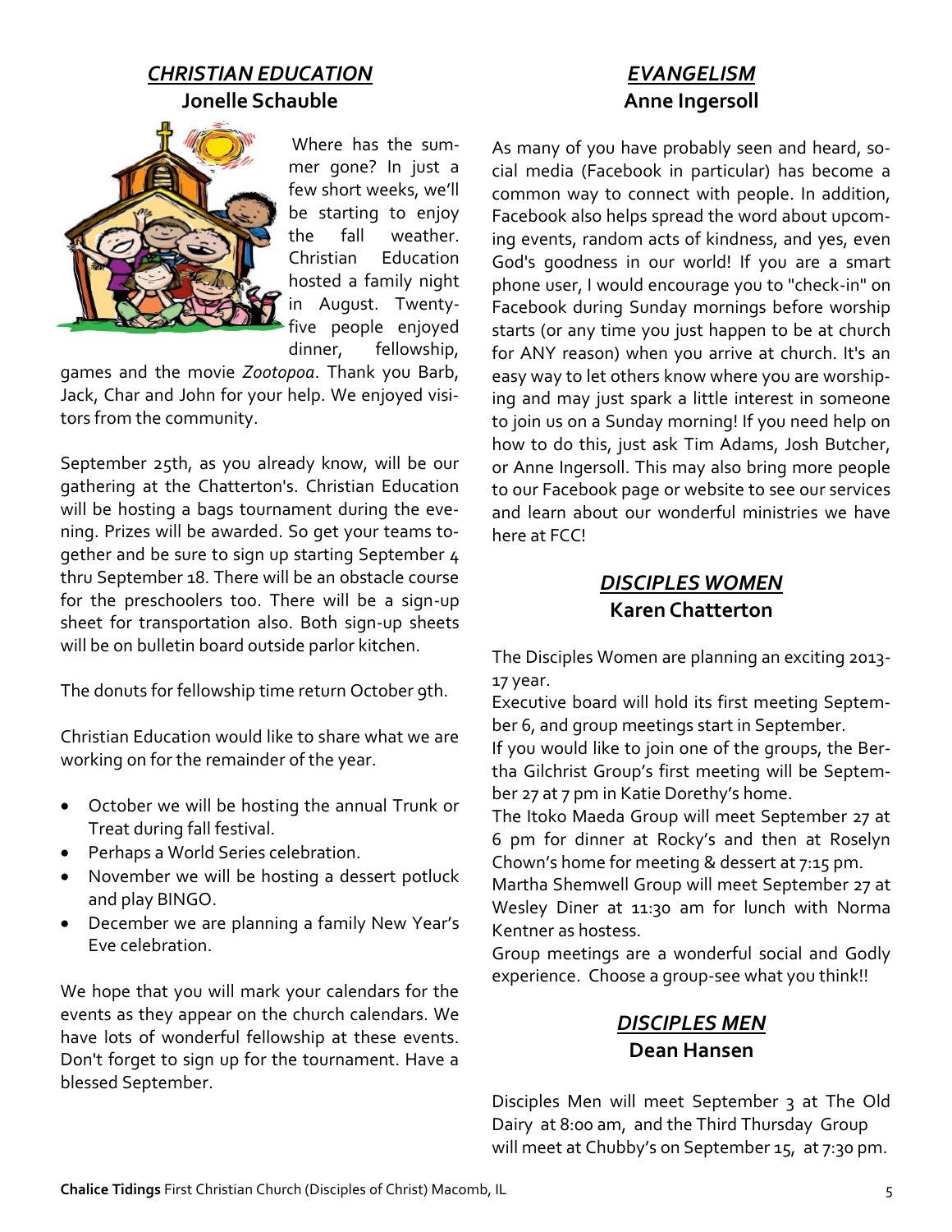## *CHRISTIAN EDUCATION*
**Jonelle Schauble**

Where has the summer gone? In just a few short weeks, we'll be starting to enjoy the fall weather. Christian Education hosted a family night in August. Twenty-five people enjoyed dinner, fellowship, games and the movie *Zootopoa*. Thank you Barb, Jack, Char and John for your help. We enjoyed visitors from the community.

September 25th, as you already know, will be our gathering at the Chatterton's. Christian Education will be hosting a bags tournament during the evening. Prizes will be awarded. So get your teams together and be sure to sign up starting September 4 thru September 18. There will be an obstacle course for the preschoolers too. There will be a sign-up sheet for transportation also. Both sign-up sheets will be on bulletin board outside parlor kitchen.

The donuts for fellowship time return October 9th.

Christian Education would like to share what we are working on for the remainder of the year.

- October we will be hosting the annual Trunk or Treat during fall festival.
- Perhaps a World Series celebration.
- November we will be hosting a dessert potluck and play BINGO.
- December we are planning a family New Year's Eve celebration.

We hope that you will mark your calendars for the events as they appear on the church calendars. We have lots of wonderful fellowship at these events. Don't forget to sign up for the tournament. Have a blessed September.

## *EVANGELISM*
**Anne Ingersoll**

As many of you have probably seen and heard, social media (Facebook in particular) has become a common way to connect with people. In addition, Facebook also helps spread the word about upcoming events, random acts of kindness, and yes, even God's goodness in our world! If you are a smart phone user, I would encourage you to "check-in" on Facebook during Sunday mornings before worship starts (or any time you just happen to be at church for ANY reason) when you arrive at church. It's an easy way to let others know where you are worshiping and may just spark a little interest in someone to join us on a Sunday morning! If you need help on how to do this, just ask Tim Adams, Josh Butcher, or Anne Ingersoll. This may also bring more people to our Facebook page or website to see our services and learn about our wonderful ministries we have here at FCC!

## *DISCIPLES WOMEN*
**Karen Chatterton**

The Disciples Women are planning an exciting 2013-17 year.
Executive board will hold its first meeting September 6, and group meetings start in September.
If you would like to join one of the groups, the Bertha Gilchrist Group's first meeting will be September 27 at 7 pm in Katie Dorethy's home.
The Itoko Maeda Group will meet September 27 at 6 pm for dinner at Rocky's and then at Roselyn Chown's home for meeting & dessert at 7:15 pm.
Martha Shemwell Group will meet September 27 at Wesley Diner at 11:30 am for lunch with Norma Kentner as hostess.
Group meetings are a wonderful social and Godly experience. Choose a group-see what you think!!

## *DISCIPLES MEN*
**Dean Hansen**

Disciples Men will meet September 3 at The Old Dairy at 8:00 am, and the Third Thursday Group will meet at Chubby's on September 15, at 7:30 pm.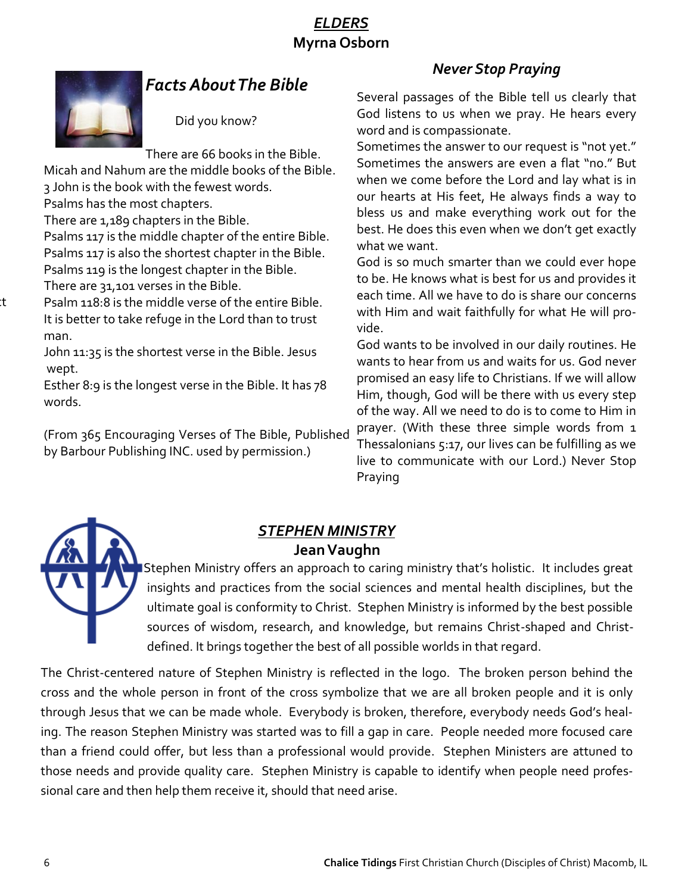## *ELDERS*

**Myrna Osborn**

### *Facts About The Bible*

Did you know?

There are 66 books in the Bible.
Micah and Nahum are the middle books of the Bible.
3 John is the book with the fewest words.
Psalms has the most chapters.
There are 1,189 chapters in the Bible.
Psalms 117 is the middle chapter of the entire Bible.
Psalms 117 is also the shortest chapter in the Bible.
Psalms 119 is the longest chapter in the Bible.
There are 31,101 verses in the Bible.
Psalm 118:8 is the middle verse of the entire Bible. It is better to take refuge in the Lord than to trust man.
John 11:35 is the shortest verse in the Bible. Jesus wept.
Esther 8:9 is the longest verse in the Bible. It has 78 words.

(From 365 Encouraging Verses of The Bible, Published by Barbour Publishing INC. used by permission.)

### *Never Stop Praying*

Several passages of the Bible tell us clearly that God listens to us when we pray. He hears every word and is compassionate.

Sometimes the answer to our request is "not yet." Sometimes the answers are even a flat "no." But when we come before the Lord and lay what is in our hearts at His feet, He always finds a way to bless us and make everything work out for the best. He does this even when we don't get exactly what we want.

God is so much smarter than we could ever hope to be. He knows what is best for us and provides it each time. All we have to do is share our concerns with Him and wait faithfully for what He will provide.

God wants to be involved in our daily routines. He wants to hear from us and waits for us. God never promised an easy life to Christians. If we will allow Him, though, God will be there with us every step of the way. All we need to do is to come to Him in prayer. (With these three simple words from 1 Thessalonians 5:17, our lives can be fulfilling as we live to communicate with our Lord.) Never Stop Praying

## *STEPHEN MINISTRY*

**Jean Vaughn**

Stephen Ministry offers an approach to caring ministry that's holistic. It includes great insights and practices from the social sciences and mental health disciplines, but the ultimate goal is conformity to Christ. Stephen Ministry is informed by the best possible sources of wisdom, research, and knowledge, but remains Christ-shaped and Christ-defined. It brings together the best of all possible worlds in that regard.

The Christ-centered nature of Stephen Ministry is reflected in the logo. The broken person behind the cross and the whole person in front of the cross symbolize that we are all broken people and it is only through Jesus that we can be made whole. Everybody is broken, therefore, everybody needs God's healing. The reason Stephen Ministry was started was to fill a gap in care. People needed more focused care than a friend could offer, but less than a professional would provide. Stephen Ministers are attuned to those needs and provide quality care. Stephen Ministry is capable to identify when people need professional care and then help them receive it, should that need arise.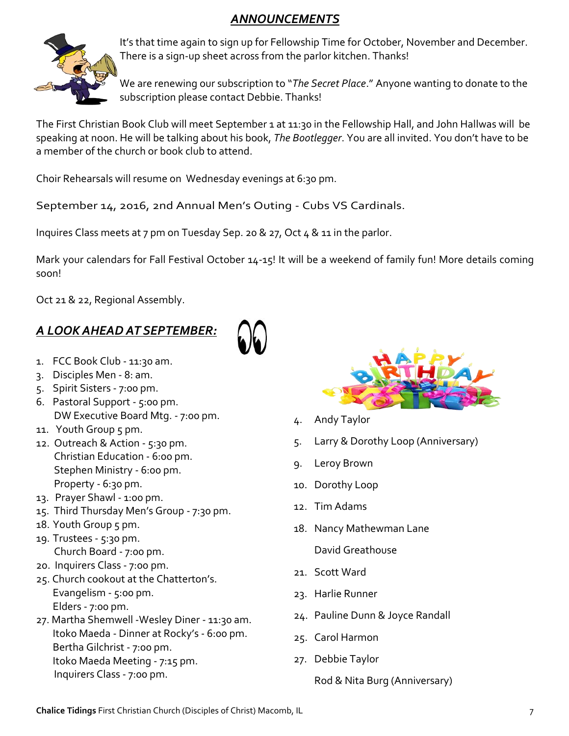## *ANNOUNCEMENTS*

It's that time again to sign up for Fellowship Time for October, November and December. There is a sign-up sheet across from the parlor kitchen. Thanks!

We are renewing our subscription to "*The Secret Place*." Anyone wanting to donate to the subscription please contact Debbie. Thanks!

The First Christian Book Club will meet September 1 at 11:30 in the Fellowship Hall, and John Hallwas will be speaking at noon. He will be talking about his book, *The Bootlegger*. You are all invited. You don't have to be a member of the church or book club to attend.

Choir Rehearsals will resume on Wednesday evenings at 6:30 pm.

September 14, 2016, 2nd Annual Men's Outing - Cubs VS Cardinals.

Inquires Class meets at 7 pm on Tuesday Sep. 20 & 27, Oct 4 & 11 in the parlor.

Mark your calendars for Fall Festival October 14-15! It will be a weekend of family fun! More details coming soon!

Oct 21 & 22, Regional Assembly.

## *A LOOK AHEAD AT SEPTEMBER:*

1. FCC Book Club - 11:30 am.
3. Disciples Men - 8: am.
5. Spirit Sisters - 7:00 pm.
6. Pastoral Support - 5:00 pm.
   DW Executive Board Mtg. - 7:00 pm.
11. Youth Group 5 pm.
12. Outreach & Action - 5:30 pm.
    Christian Education - 6:00 pm.
    Stephen Ministry - 6:00 pm.
    Property - 6:30 pm.
13. Prayer Shawl - 1:00 pm.
15. Third Thursday Men's Group - 7:30 pm.
18. Youth Group 5 pm.
19. Trustees - 5:30 pm.
    Church Board - 7:00 pm.
20. Inquirers Class - 7:00 pm.
25. Church cookout at the Chatterton's.
    Evangelism - 5:00 pm.
    Elders - 7:00 pm.
27. Martha Shemwell -Wesley Diner - 11:30 am.
    Itoko Maeda - Dinner at Rocky's - 6:00 pm.
    Bertha Gilchrist - 7:00 pm.
    Itoko Maeda Meeting - 7:15 pm.
    Inquirers Class - 7:00 pm.

**HAPPY BIRTHDAY**

4. Andy Taylor
5. Larry & Dorothy Loop (Anniversary)
9. Leroy Brown
10. Dorothy Loop
12. Tim Adams
18. Nancy Mathewman Lane
    David Greathouse
21. Scott Ward
23. Harlie Runner
24. Pauline Dunn & Joyce Randall
25. Carol Harmon
27. Debbie Taylor
    Rod & Nita Burg (Anniversary)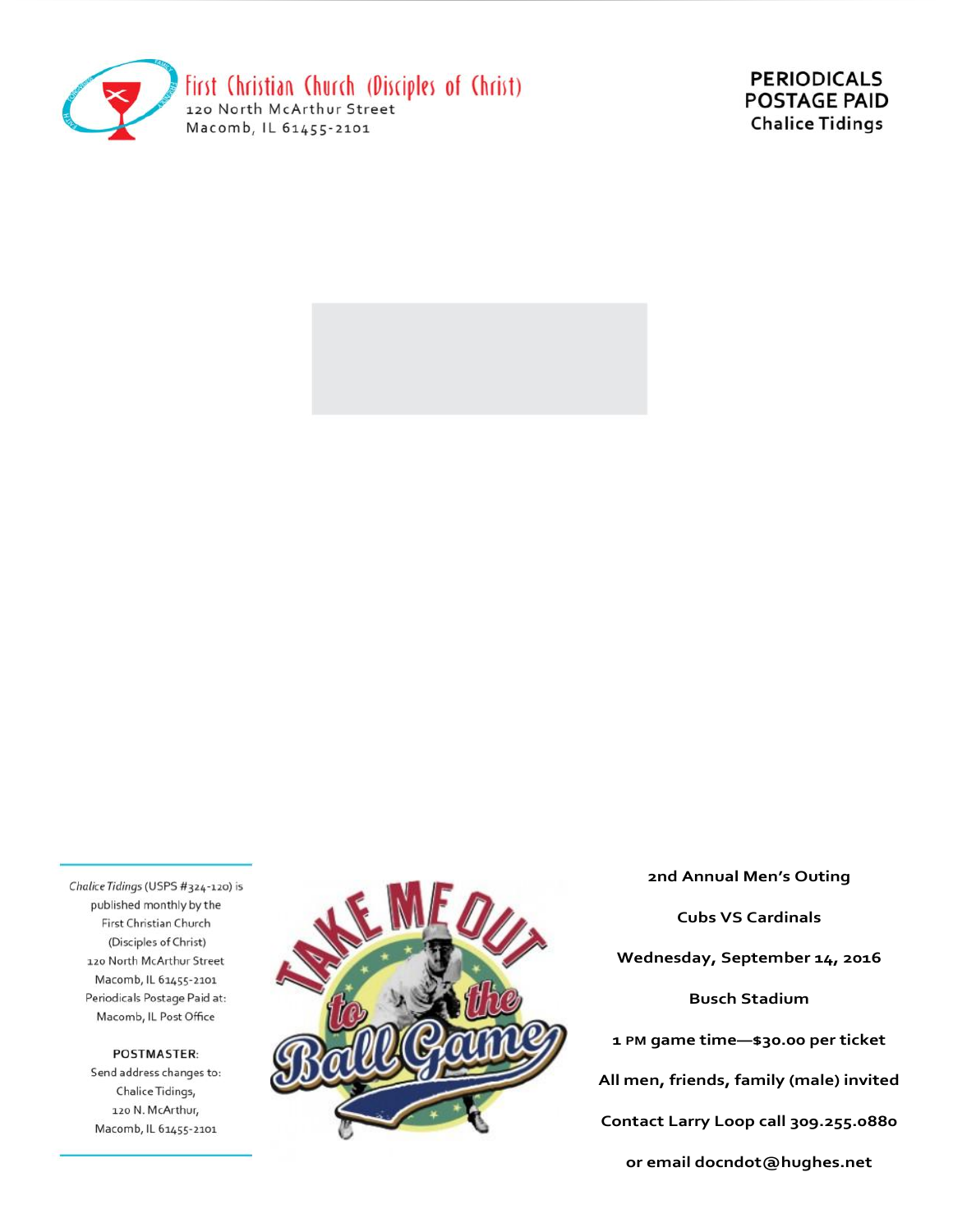First Christian Church (Disciples of Christ)
120 North McArthur Street
Macomb, IL 61455-2101

**PERIODICALS POSTAGE PAID**
**Chalice Tidings**

*Chalice Tidings* (USPS #324-120) is published monthly by the First Christian Church (Disciples of Christ)
120 North McArthur Street
Macomb, IL 61455-2101
Periodicals Postage Paid at:
Macomb, IL Post Office

POSTMASTER:
Send address changes to:
Chalice Tidings,
120 N. McArthur,
Macomb, IL 61455-2101

TAKE ME OUT to the Ball Game

**2nd Annual Men's Outing**

**Cubs VS Cardinals**

**Wednesday, September 14, 2016**

**Busch Stadium**

**1 PM game time—$30.00 per ticket**

**All men, friends, family (male) invited**

**Contact Larry Loop call 309.255.0880**

**or email docndot@hughes.net**